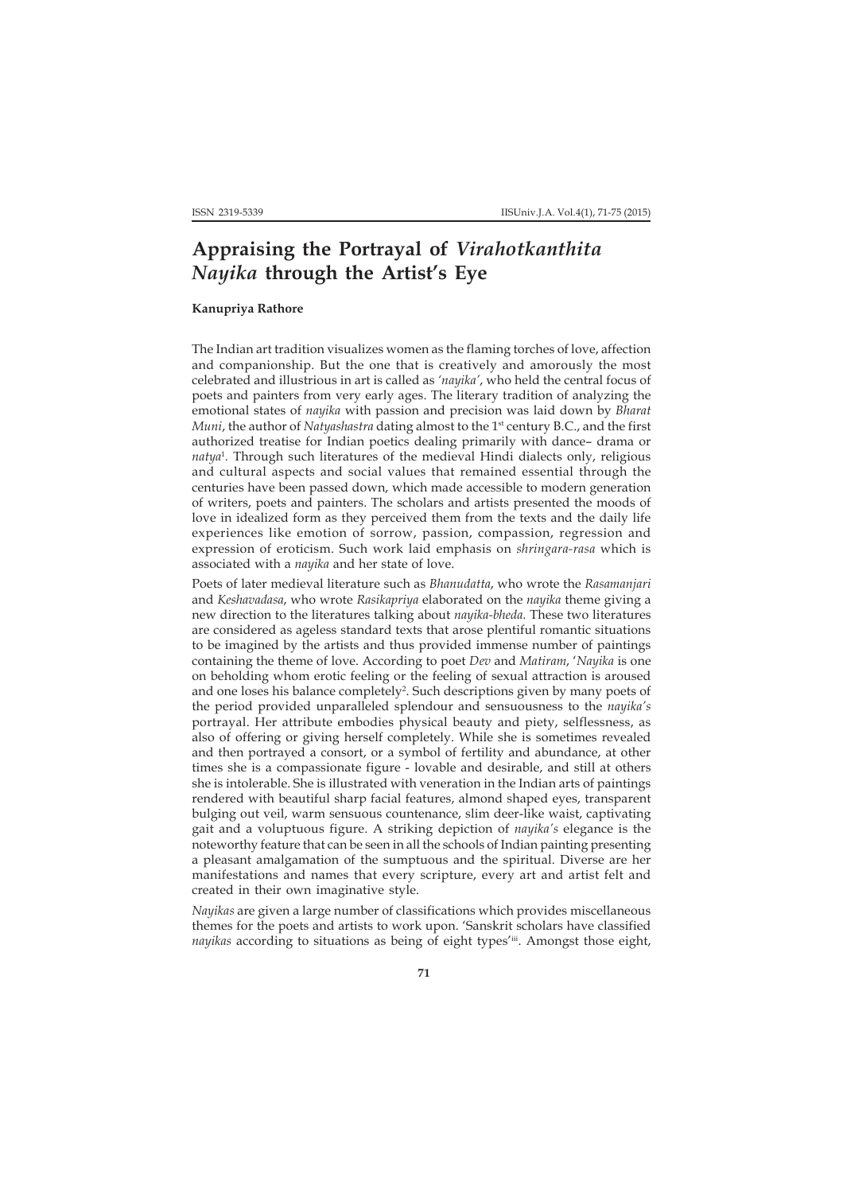# Appraising the Portrayal of *Virahotkanthita Nayika* through the Artist's Eye

**Kanupriya Rathore**

The Indian art tradition visualizes women as the flaming torches of love, affection and companionship. But the one that is creatively and amorously the most celebrated and illustrious in art is called as *'nayika'*, who held the central focus of poets and painters from very early ages. The literary tradition of analyzing the emotional states of *nayika* with passion and precision was laid down by *Bharat Muni*, the author of *Natyashastra* dating almost to the 1st century B.C., and the first authorized treatise for Indian poetics dealing primarily with dance– drama or *natya*[1]. Through such literatures of the medieval Hindi dialects only, religious and cultural aspects and social values that remained essential through the centuries have been passed down, which made accessible to modern generation of writers, poets and painters. The scholars and artists presented the moods of love in idealized form as they perceived them from the texts and the daily life experiences like emotion of sorrow, passion, compassion, regression and expression of eroticism. Such work laid emphasis on *shringara-rasa* which is associated with a *nayika* and her state of love.

Poets of later medieval literature such as *Bhanudatta*, who wrote the *Rasamanjari* and *Keshavadasa*, who wrote *Rasikapriya* elaborated on the *nayika* theme giving a new direction to the literatures talking about *nayika-bheda.* These two literatures are considered as ageless standard texts that arose plentiful romantic situations to be imagined by the artists and thus provided immense number of paintings containing the theme of love. According to poet *Dev* and *Matiram*, '*Nayika* is one on beholding whom erotic feeling or the feeling of sexual attraction is aroused and one loses his balance completely[2]. Such descriptions given by many poets of the period provided unparalleled splendour and sensuousness to the *nayika's* portrayal. Her attribute embodies physical beauty and piety, selflessness, as also of offering or giving herself completely. While she is sometimes revealed and then portrayed a consort, or a symbol of fertility and abundance, at other times she is a compassionate figure - lovable and desirable, and still at others she is intolerable. She is illustrated with veneration in the Indian arts of paintings rendered with beautiful sharp facial features, almond shaped eyes, transparent bulging out veil, warm sensuous countenance, slim deer-like waist, captivating gait and a voluptuous figure. A striking depiction of *nayika's* elegance is the noteworthy feature that can be seen in all the schools of Indian painting presenting a pleasant amalgamation of the sumptuous and the spiritual. Diverse are her manifestations and names that every scripture, every art and artist felt and created in their own imaginative style.

*Nayikas* are given a large number of classifications which provides miscellaneous themes for the poets and artists to work upon. 'Sanskrit scholars have classified *nayikas* according to situations as being of eight types'[iii]. Amongst those eight,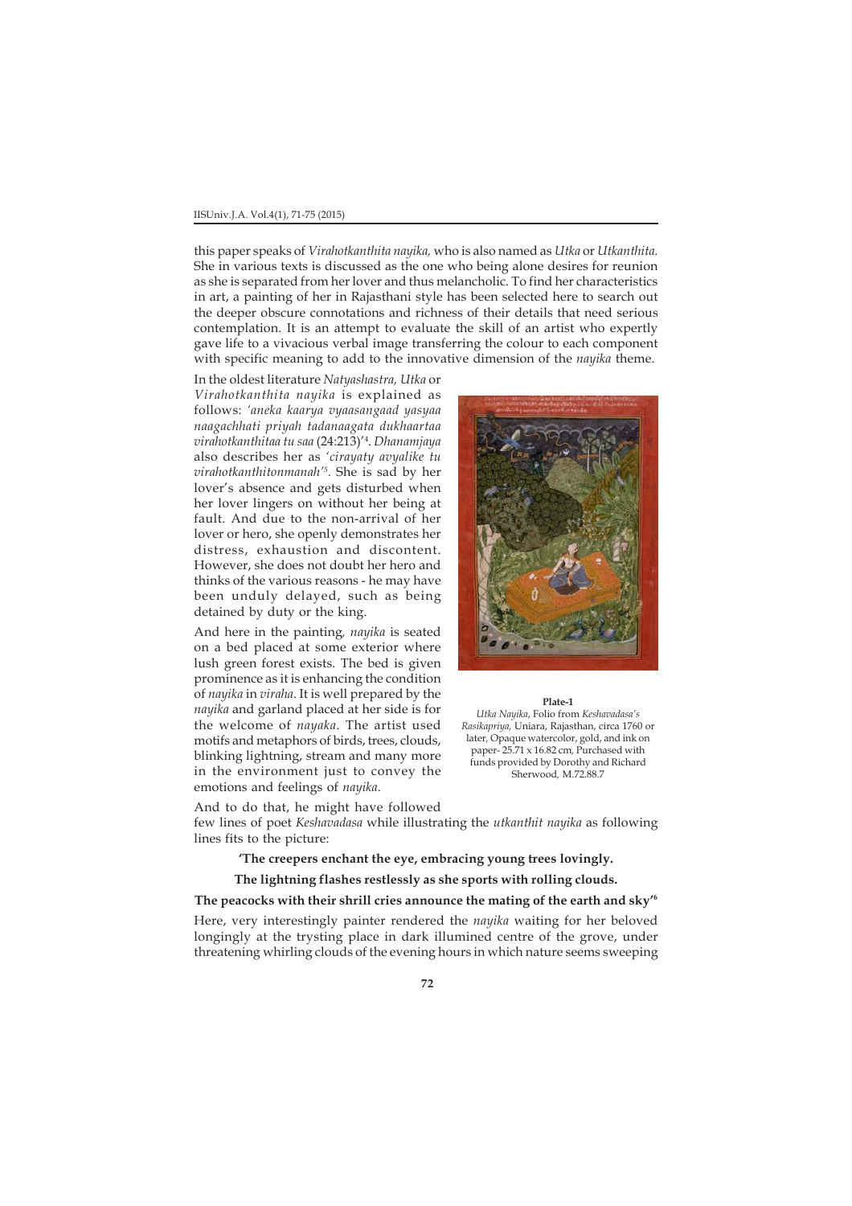this paper speaks of *Virahotkanthita nayika,* who is also named as *Utka* or *Utkanthita.* She in various texts is discussed as the one who being alone desires for reunion as she is separated from her lover and thus melancholic. To find her characteristics in art, a painting of her in Rajasthani style has been selected here to search out the deeper obscure connotations and richness of their details that need serious contemplation. It is an attempt to evaluate the skill of an artist who expertly gave life to a vivacious verbal image transferring the colour to each component with specific meaning to add to the innovative dimension of the *nayika* theme.

In the oldest literature *Natyashastra, Utka* or *Virahotkanthita nayika* is explained as follows: '*aneka kaarya vyaasangaad yasyaa naagachhati priyah tadanaagata dukhaartaa virahotkanthitaa tu saa* (24:213)'[4]. *Dhanamjaya* also describes her as '*cirayaty avyalike tu virahotkanthitonmanah*'[5]. She is sad by her lover's absence and gets disturbed when her lover lingers on without her being at fault. And due to the non-arrival of her lover or hero, she openly demonstrates her distress, exhaustion and discontent. However, she does not doubt her hero and thinks of the various reasons - he may have been unduly delayed, such as being detained by duty or the king.

And here in the painting, *nayika* is seated on a bed placed at some exterior where lush green forest exists. The bed is given prominence as it is enhancing the condition of *nayika* in *viraha*. It is well prepared by the *nayika* and garland placed at her side is for the welcome of *nayaka*. The artist used motifs and metaphors of birds, trees, clouds, blinking lightning, stream and many more in the environment just to convey the emotions and feelings of *nayika*.

**Plate-1**

*Utka Nayika*, Folio from *Keshavadasa's Rasikapriya,* Uniara, Rajasthan, circa 1760 or later, Opaque watercolor, gold, and ink on paper- 25.71 x 16.82 cm, Purchased with funds provided by Dorothy and Richard Sherwood, M.72.88.7

And to do that, he might have followed few lines of poet *Keshavadasa* while illustrating the *utkanthit nayika* as following lines fits to the picture:

**'The creepers enchant the eye, embracing young trees lovingly.**

**The lightning flashes restlessly as she sports with rolling clouds.**

**The peacocks with their shrill cries announce the mating of the earth and sky'**[6]

Here, very interestingly painter rendered the *nayika* waiting for her beloved longingly at the trysting place in dark illumined centre of the grove, under threatening whirling clouds of the evening hours in which nature seems sweeping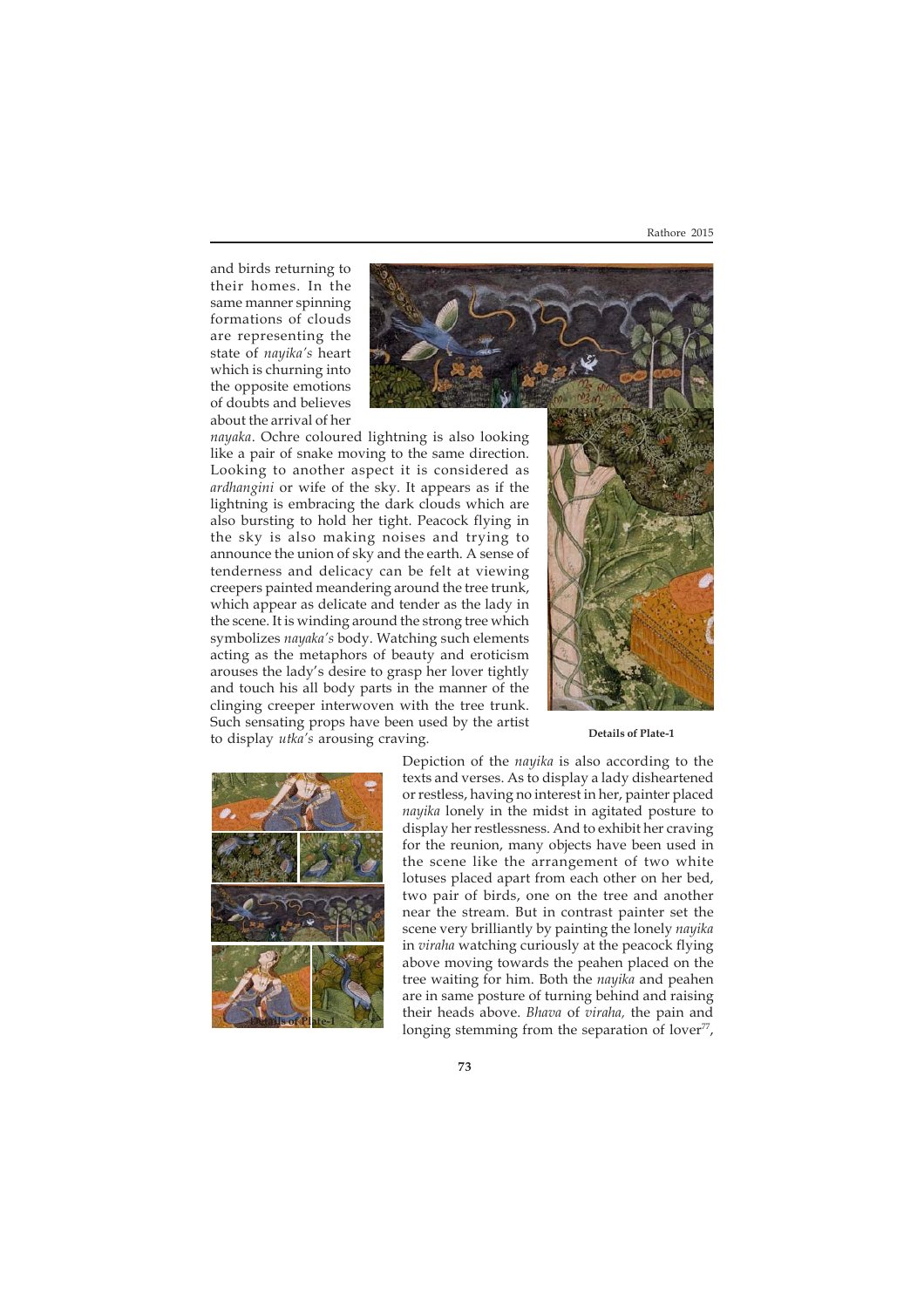and birds returning to their homes. In the same manner spinning formations of clouds are representing the state of *nayika's* heart which is churning into the opposite emotions of doubts and believes about the arrival of her *nayaka*. Ochre coloured lightning is also looking like a pair of snake moving to the same direction. Looking to another aspect it is considered as *ardhangini* or wife of the sky. It appears as if the lightning is embracing the dark clouds which are also bursting to hold her tight. Peacock flying in the sky is also making noises and trying to announce the union of sky and the earth. A sense of tenderness and delicacy can be felt at viewing creepers painted meandering around the tree trunk, which appear as delicate and tender as the lady in the scene. It is winding around the strong tree which symbolizes *nayaka's* body. Watching such elements acting as the metaphors of beauty and eroticism arouses the lady's desire to grasp her lover tightly and touch his all body parts in the manner of the clinging creeper interwoven with the tree trunk. Such sensating props have been used by the artist to display *utka's* arousing craving.

**Details of Plate-1**

Depiction of the *nayika* is also according to the texts and verses. As to display a lady disheartened or restless, having no interest in her, painter placed *nayika* lonely in the midst in agitated posture to display her restlessness. And to exhibit her craving for the reunion, many objects have been used in the scene like the arrangement of two white lotuses placed apart from each other on her bed, two pair of birds, one on the tree and another near the stream. But in contrast painter set the scene very brilliantly by painting the lonely *nayika* in *viraha* watching curiously at the peacock flying above moving towards the peahen placed on the tree waiting for him. Both the *nayika* and peahen are in same posture of turning behind and raising their heads above. *Bhava* of *viraha,* the pain and longing stemming from the separation of lover[77],

Details of Plate-1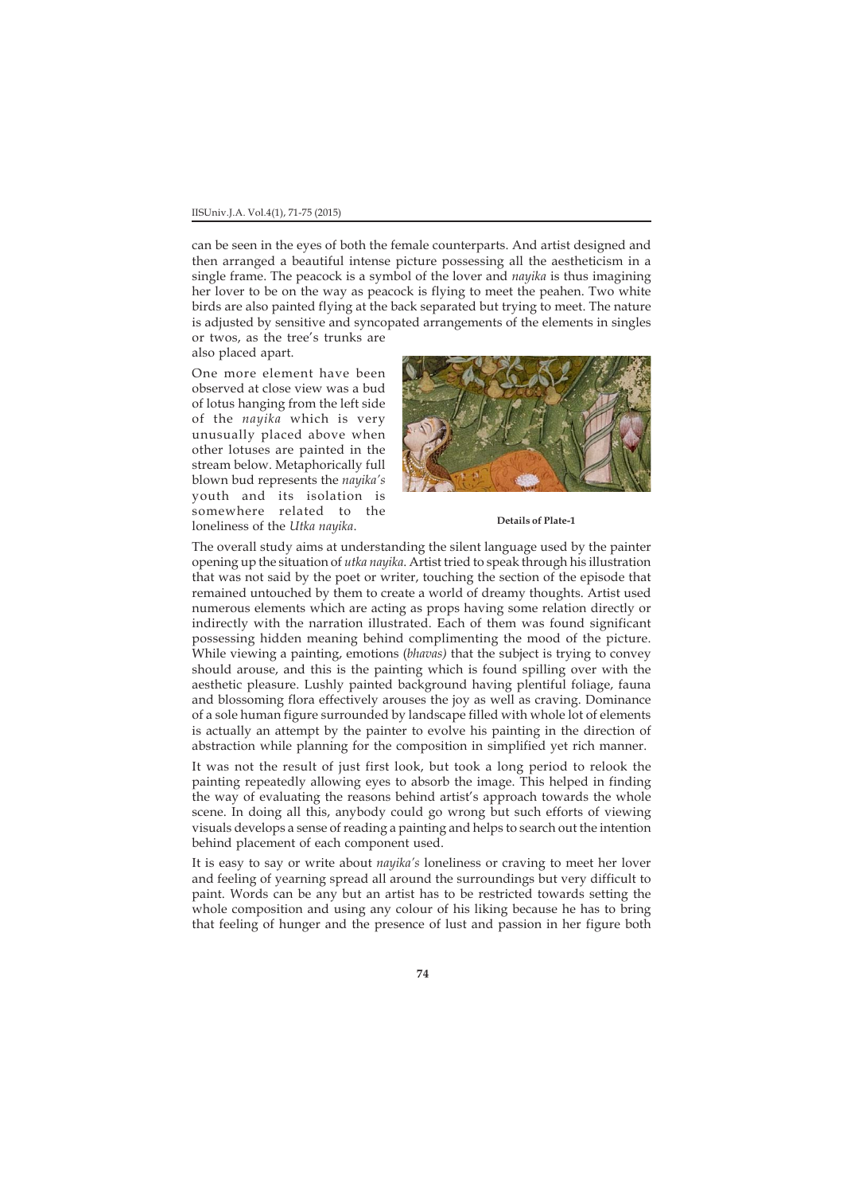can be seen in the eyes of both the female counterparts. And artist designed and then arranged a beautiful intense picture possessing all the aestheticism in a single frame. The peacock is a symbol of the lover and *nayika* is thus imagining her lover to be on the way as peacock is flying to meet the peahen. Two white birds are also painted flying at the back separated but trying to meet. The nature is adjusted by sensitive and syncopated arrangements of the elements in singles or twos, as the tree's trunks are also placed apart.

One more element have been observed at close view was a bud of lotus hanging from the left side of the *nayika* which is very unusually placed above when other lotuses are painted in the stream below. Metaphorically full blown bud represents the *nayika's* youth and its isolation is somewhere related to the loneliness of the *Utka nayika*.

**Details of Plate-1**

The overall study aims at understanding the silent language used by the painter opening up the situation of *utka nayika*. Artist tried to speak through his illustration that was not said by the poet or writer, touching the section of the episode that remained untouched by them to create a world of dreamy thoughts. Artist used numerous elements which are acting as props having some relation directly or indirectly with the narration illustrated. Each of them was found significant possessing hidden meaning behind complimenting the mood of the picture. While viewing a painting, emotions (*bhavas)* that the subject is trying to convey should arouse, and this is the painting which is found spilling over with the aesthetic pleasure. Lushly painted background having plentiful foliage, fauna and blossoming flora effectively arouses the joy as well as craving. Dominance of a sole human figure surrounded by landscape filled with whole lot of elements is actually an attempt by the painter to evolve his painting in the direction of abstraction while planning for the composition in simplified yet rich manner.

It was not the result of just first look, but took a long period to relook the painting repeatedly allowing eyes to absorb the image. This helped in finding the way of evaluating the reasons behind artist's approach towards the whole scene. In doing all this, anybody could go wrong but such efforts of viewing visuals develops a sense of reading a painting and helps to search out the intention behind placement of each component used.

It is easy to say or write about *nayika's* loneliness or craving to meet her lover and feeling of yearning spread all around the surroundings but very difficult to paint. Words can be any but an artist has to be restricted towards setting the whole composition and using any colour of his liking because he has to bring that feeling of hunger and the presence of lust and passion in her figure both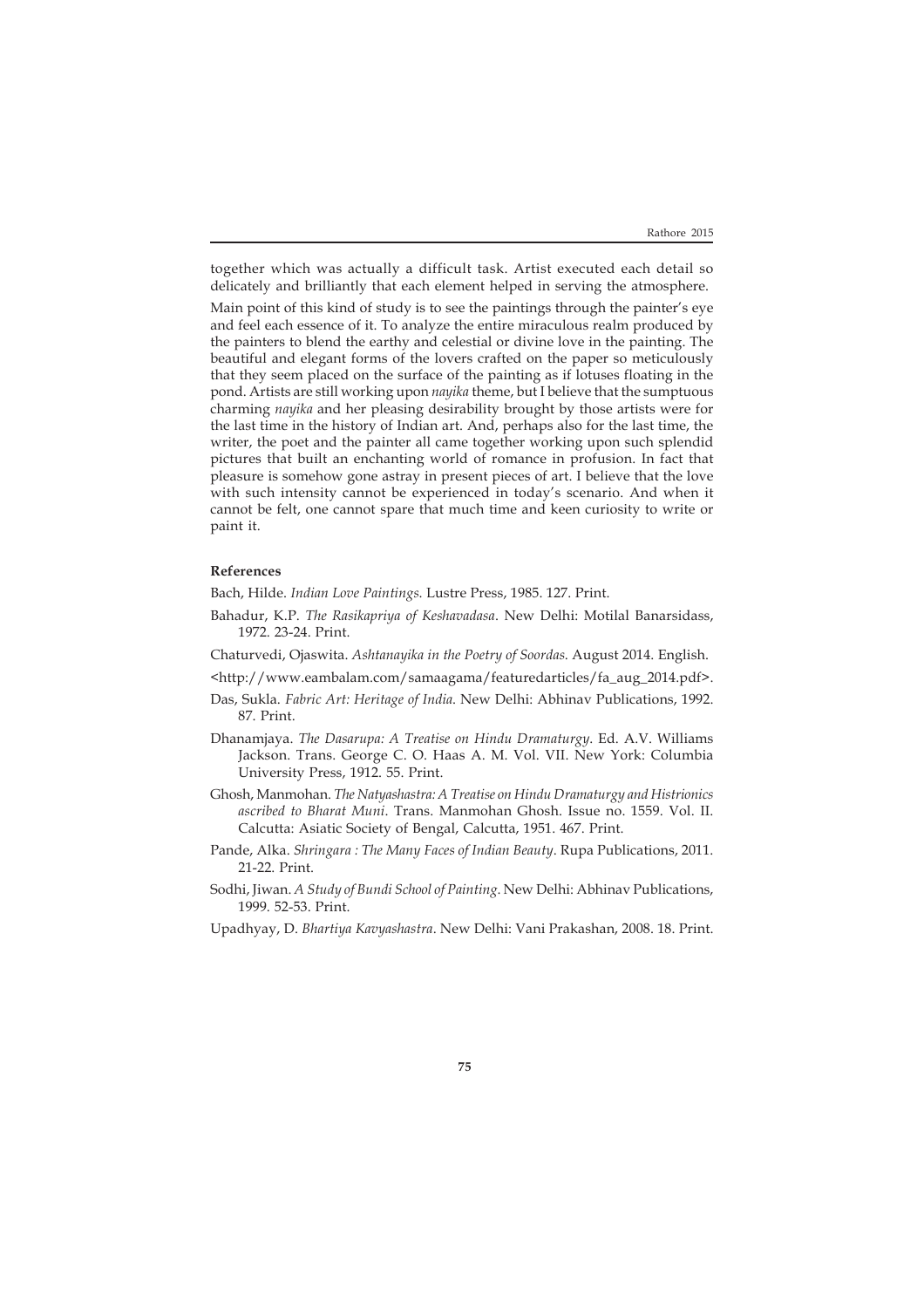together which was actually a difficult task. Artist executed each detail so delicately and brilliantly that each element helped in serving the atmosphere.

Main point of this kind of study is to see the paintings through the painter's eye and feel each essence of it. To analyze the entire miraculous realm produced by the painters to blend the earthy and celestial or divine love in the painting. The beautiful and elegant forms of the lovers crafted on the paper so meticulously that they seem placed on the surface of the painting as if lotuses floating in the pond. Artists are still working upon *nayika* theme, but I believe that the sumptuous charming *nayika* and her pleasing desirability brought by those artists were for the last time in the history of Indian art. And, perhaps also for the last time, the writer, the poet and the painter all came together working upon such splendid pictures that built an enchanting world of romance in profusion. In fact that pleasure is somehow gone astray in present pieces of art. I believe that the love with such intensity cannot be experienced in today's scenario. And when it cannot be felt, one cannot spare that much time and keen curiosity to write or paint it.

**References**

Bach, Hilde. *Indian Love Paintings.* Lustre Press, 1985. 127. Print.

Bahadur, K.P. *The Rasikapriya of Keshavadasa*. New Delhi: Motilal Banarsidass, 1972. 23-24. Print.

Chaturvedi, Ojaswita. *Ashtanayika in the Poetry of Soordas.* August 2014. English.

<http://www.eambalam.com/samaagama/featuredarticles/fa_aug_2014.pdf>.

Das, Sukla. *Fabric Art: Heritage of India.* New Delhi: Abhinav Publications, 1992. 87. Print.

Dhanamjaya. *The Dasarupa: A Treatise on Hindu Dramaturgy*. Ed. A.V. Williams Jackson. Trans. George C. O. Haas A. M. Vol. VII. New York: Columbia University Press, 1912. 55. Print.

Ghosh, Manmohan. *The Natyashastra: A Treatise on Hindu Dramaturgy and Histrionics ascribed to Bharat Muni*. Trans. Manmohan Ghosh. Issue no. 1559. Vol. II. Calcutta: Asiatic Society of Bengal, Calcutta, 1951. 467. Print.

Pande, Alka. *Shringara : The Many Faces of Indian Beauty*. Rupa Publications, 2011. 21-22. Print.

Sodhi, Jiwan. *A Study of Bundi School of Painting*. New Delhi: Abhinav Publications, 1999. 52-53. Print.

Upadhyay, D. *Bhartiya Kavyashastra*. New Delhi: Vani Prakashan, 2008. 18. Print.